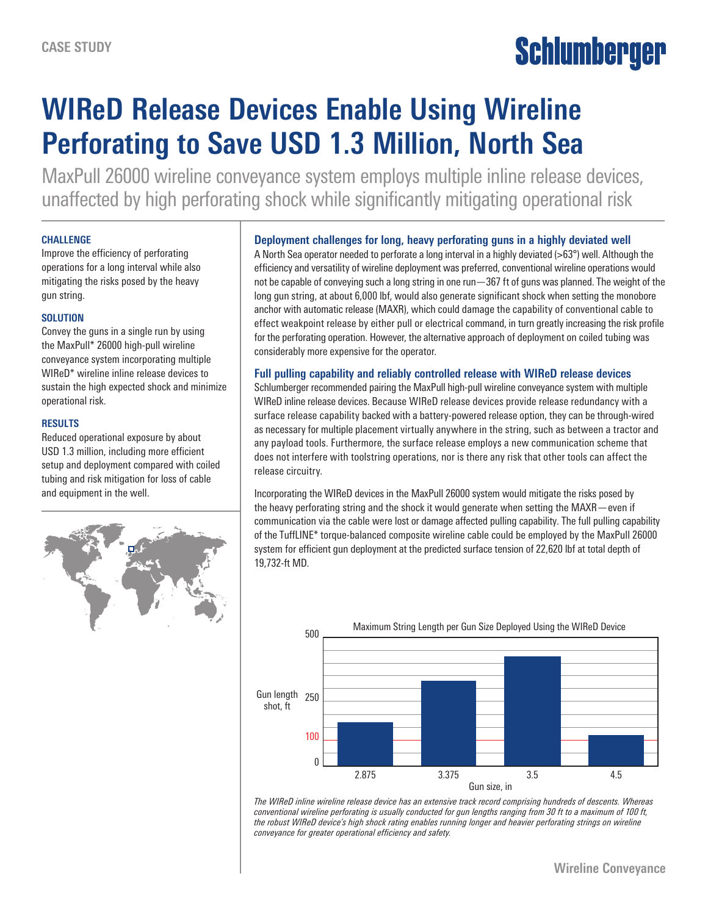CASE STUDY

# WIReD Release Devices Enable Using Wireline Perforating to Save USD 1.3 Million, North Sea

MaxPull 26000 wireline conveyance system employs multiple inline release devices, unaffected by high perforating shock while significantly mitigating operational risk

#### CHALLENGE

Improve the efficiency of perforating operations for a long interval while also mitigating the risks posed by the heavy gun string.

#### SOLUTION

Convey the guns in a single run by using the MaxPull* 26000 high-pull wireline conveyance system incorporating multiple WIReD* wireline inline release devices to sustain the high expected shock and minimize operational risk.

#### RESULTS

Reduced operational exposure by about USD 1.3 million, including more efficient setup and deployment compared with coiled tubing and risk mitigation for loss of cable and equipment in the well.

### Deployment challenges for long, heavy perforating guns in a highly deviated well

A North Sea operator needed to perforate a long interval in a highly deviated (>63°) well. Although the efficiency and versatility of wireline deployment was preferred, conventional wireline operations would not be capable of conveying such a long string in one run—367 ft of guns was planned. The weight of the long gun string, at about 6,000 lbf, would also generate significant shock when setting the monobore anchor with automatic release (MAXR), which could damage the capability of conventional cable to effect weakpoint release by either pull or electrical command, in turn greatly increasing the risk profile for the perforating operation. However, the alternative approach of deployment on coiled tubing was considerably more expensive for the operator.

### Full pulling capability and reliably controlled release with WIReD release devices

Schlumberger recommended pairing the MaxPull high-pull wireline conveyance system with multiple WIReD inline release devices. Because WIReD release devices provide release redundancy with a surface release capability backed with a battery-powered release option, they can be through-wired as necessary for multiple placement virtually anywhere in the string, such as between a tractor and any payload tools. Furthermore, the surface release employs a new communication scheme that does not interfere with toolstring operations, nor is there any risk that other tools can affect the release circuitry.

Incorporating the WIReD devices in the MaxPull 26000 system would mitigate the risks posed by the heavy perforating string and the shock it would generate when setting the MAXR—even if communication via the cable were lost or damage affected pulling capability. The full pulling capability of the TuffLINE* torque-balanced composite wireline cable could be employed by the MaxPull 26000 system for efficient gun deployment at the predicted surface tension of 22,620 lbf at total depth of 19,732-ft MD.

Maximum String Length per Gun Size Deployed Using the WIReD Device

| Gun size, in | Gun length shot, ft (approx.) |
|---|---|
| 2.875 | ~170 |
| 3.375 | ~335 |
| 3.5 | ~430 |
| 4.5 | ~120 |

*The WIReD inline wireline release device has an extensive track record comprising hundreds of descents. Whereas conventional wireline perforating is usually conducted for gun lengths ranging from 30 ft to a maximum of 100 ft, the robust WIReD device's high shock rating enables running longer and heavier perforating strings on wireline conveyance for greater operational efficiency and safety.*

Wireline Conveyance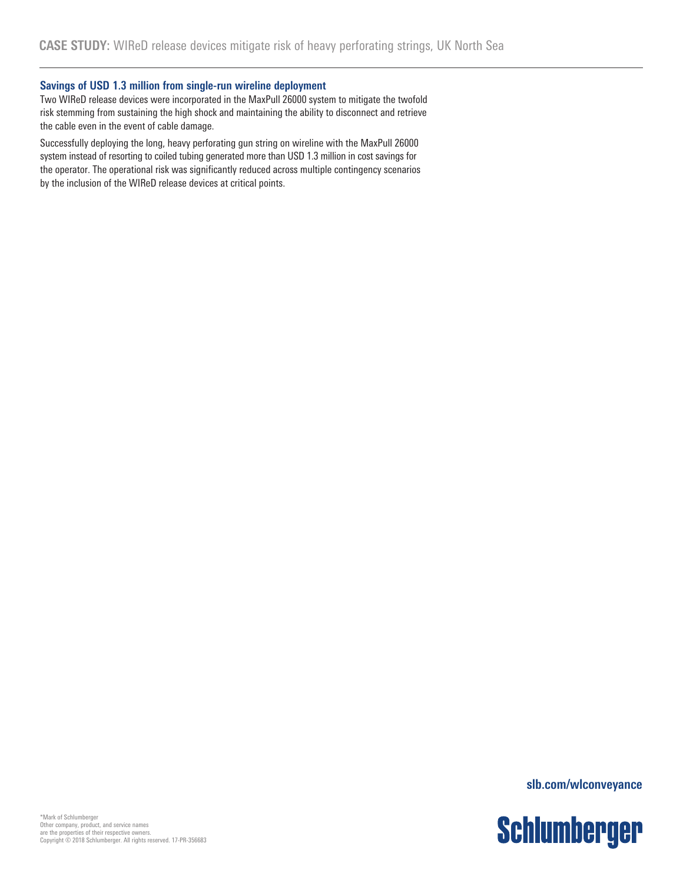## Savings of USD 1.3 million from single-run wireline deployment

Two WIReD release devices were incorporated in the MaxPull 26000 system to mitigate the twofold risk stemming from sustaining the high shock and maintaining the ability to disconnect and retrieve the cable even in the event of cable damage.

Successfully deploying the long, heavy perforating gun string on wireline with the MaxPull 26000 system instead of resorting to coiled tubing generated more than USD 1.3 million in cost savings for the operator. The operational risk was significantly reduced across multiple contingency scenarios by the inclusion of the WIReD release devices at critical points.

**slb.com/wlconveyance**

*Mark of Schlumberger
Other company, product, and service names are the properties of their respective owners.
Copyright © 2018 Schlumberger. All rights reserved. 17-PR-356683

**Schlumberger**